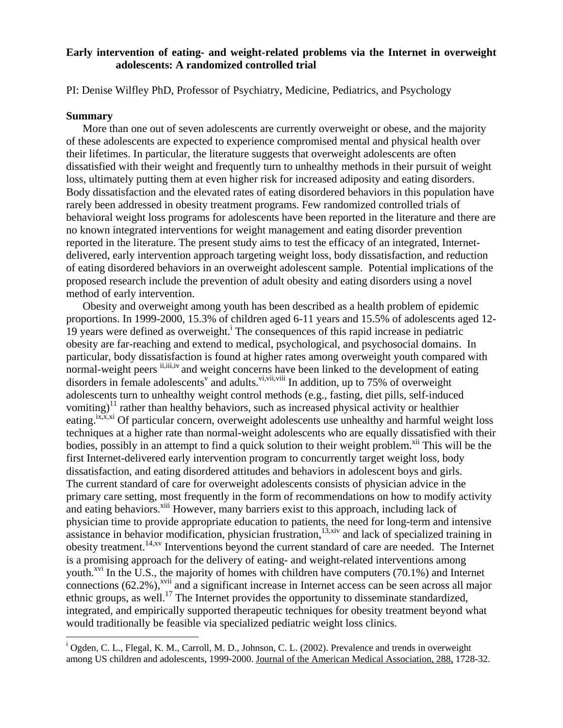**Early intervention of eating- and weight-related problems via the Internet in overweight adolescents: A randomized controlled trial**

PI: Denise Wilfley PhD, Professor of Psychiatry, Medicine, Pediatrics, and Psychology

**Summary**

More than one out of seven adolescents are currently overweight or obese, and the majority of these adolescents are expected to experience compromised mental and physical health over their lifetimes. In particular, the literature suggests that overweight adolescents are often dissatisfied with their weight and frequently turn to unhealthy methods in their pursuit of weight loss, ultimately putting them at even higher risk for increased adiposity and eating disorders. Body dissatisfaction and the elevated rates of eating disordered behaviors in this population have rarely been addressed in obesity treatment programs. Few randomized controlled trials of behavioral weight loss programs for adolescents have been reported in the literature and there are no known integrated interventions for weight management and eating disorder prevention reported in the literature. The present study aims to test the efficacy of an integrated, Internet-delivered, early intervention approach targeting weight loss, body dissatisfaction, and reduction of eating disordered behaviors in an overweight adolescent sample. Potential implications of the proposed research include the prevention of adult obesity and eating disorders using a novel method of early intervention.

Obesity and overweight among youth has been described as a health problem of epidemic proportions. In 1999-2000, 15.3% of children aged 6-11 years and 15.5% of adolescents aged 12-19 years were defined as overweight.[i] The consequences of this rapid increase in pediatric obesity are far-reaching and extend to medical, psychological, and psychosocial domains. In particular, body dissatisfaction is found at higher rates among overweight youth compared with normal-weight peers [ii,iii,iv] and weight concerns have been linked to the development of eating disorders in female adolescents[v] and adults.[vi,vii,viii] In addition, up to 75% of overweight adolescents turn to unhealthy weight control methods (e.g., fasting, diet pills, self-induced vomiting)[11] rather than healthy behaviors, such as increased physical activity or healthier eating.[ix,x,xi] Of particular concern, overweight adolescents use unhealthy and harmful weight loss techniques at a higher rate than normal-weight adolescents who are equally dissatisfied with their bodies, possibly in an attempt to find a quick solution to their weight problem.[xii] This will be the first Internet-delivered early intervention program to concurrently target weight loss, body dissatisfaction, and eating disordered attitudes and behaviors in adolescent boys and girls.
The current standard of care for overweight adolescents consists of physician advice in the primary care setting, most frequently in the form of recommendations on how to modify activity and eating behaviors.[xiii] However, many barriers exist to this approach, including lack of physician time to provide appropriate education to patients, the need for long-term and intensive assistance in behavior modification, physician frustration,[13,xiv] and lack of specialized training in obesity treatment.[14,xv] Interventions beyond the current standard of care are needed. The Internet is a promising approach for the delivery of eating- and weight-related interventions among youth.[xvi] In the U.S., the majority of homes with children have computers (70.1%) and Internet connections (62.2%),[xvii] and a significant increase in Internet access can be seen across all major ethnic groups, as well.[17] The Internet provides the opportunity to disseminate standardized, integrated, and empirically supported therapeutic techniques for obesity treatment beyond what would traditionally be feasible via specialized pediatric weight loss clinics.

---

[i] Ogden, C. L., Flegal, K. M., Carroll, M. D., Johnson, C. L. (2002). Prevalence and trends in overweight among US children and adolescents, 1999-2000. Journal of the American Medical Association, 288, 1728-32.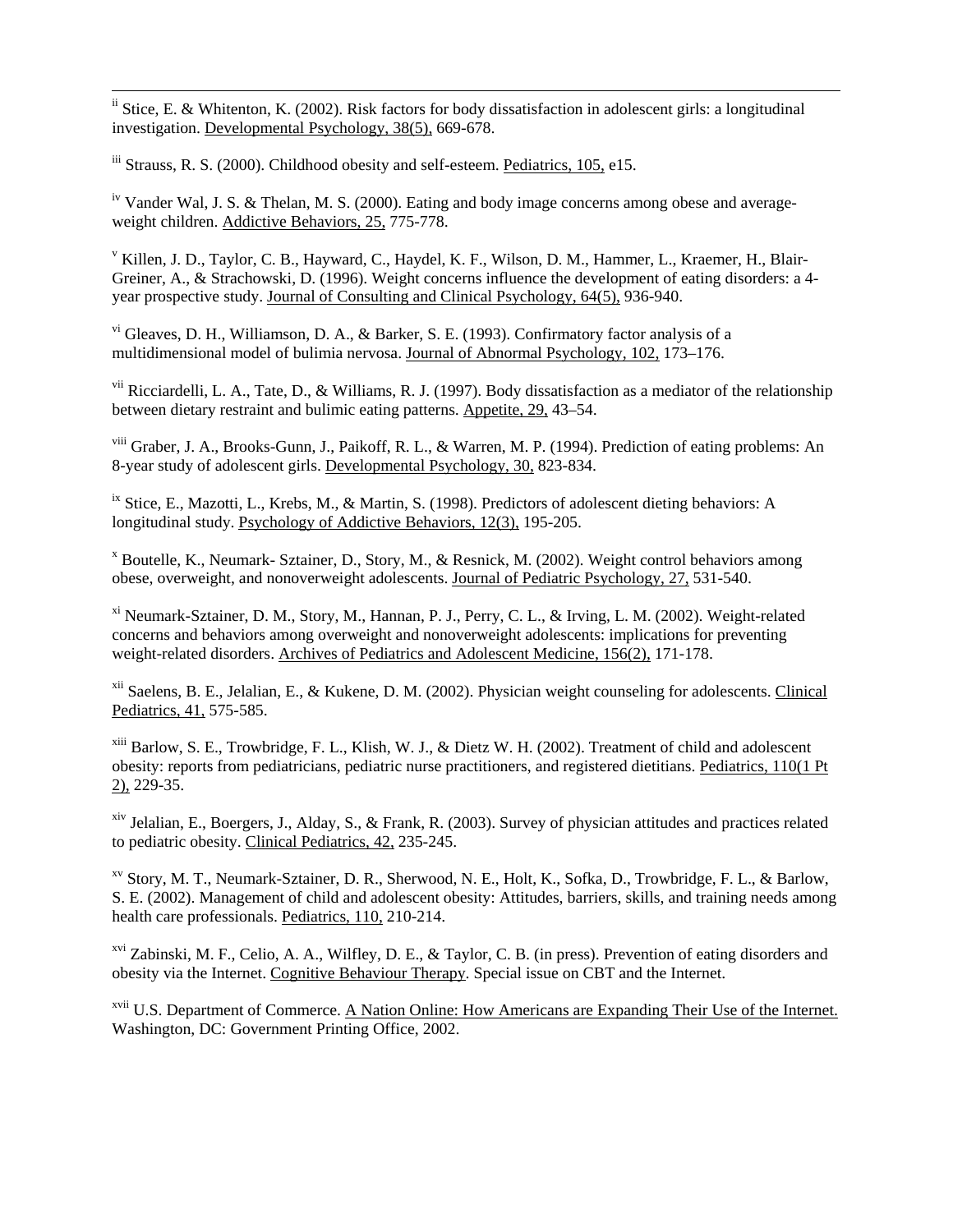[ii] Stice, E. & Whitenton, K. (2002). Risk factors for body dissatisfaction in adolescent girls: a longitudinal investigation. Developmental Psychology, 38(5), 669-678.

[iii] Strauss, R. S. (2000). Childhood obesity and self-esteem. Pediatrics, 105, e15.

[iv] Vander Wal, J. S. & Thelan, M. S. (2000). Eating and body image concerns among obese and average-weight children. Addictive Behaviors, 25, 775-778.

[v] Killen, J. D., Taylor, C. B., Hayward, C., Haydel, K. F., Wilson, D. M., Hammer, L., Kraemer, H., Blair-Greiner, A., & Strachowski, D. (1996). Weight concerns influence the development of eating disorders: a 4-year prospective study. Journal of Consulting and Clinical Psychology, 64(5), 936-940.

[vi] Gleaves, D. H., Williamson, D. A., & Barker, S. E. (1993). Confirmatory factor analysis of a multidimensional model of bulimia nervosa. Journal of Abnormal Psychology, 102, 173–176.

[vii] Ricciardelli, L. A., Tate, D., & Williams, R. J. (1997). Body dissatisfaction as a mediator of the relationship between dietary restraint and bulimic eating patterns. Appetite, 29, 43–54.

[viii] Graber, J. A., Brooks-Gunn, J., Paikoff, R. L., & Warren, M. P. (1994). Prediction of eating problems: An 8-year study of adolescent girls. Developmental Psychology, 30, 823-834.

[ix] Stice, E., Mazotti, L., Krebs, M., & Martin, S. (1998). Predictors of adolescent dieting behaviors: A longitudinal study. Psychology of Addictive Behaviors, 12(3), 195-205.

[x] Boutelle, K., Neumark- Sztainer, D., Story, M., & Resnick, M. (2002). Weight control behaviors among obese, overweight, and nonoverweight adolescents. Journal of Pediatric Psychology, 27, 531-540.

[xi] Neumark-Sztainer, D. M., Story, M., Hannan, P. J., Perry, C. L., & Irving, L. M. (2002). Weight-related concerns and behaviors among overweight and nonoverweight adolescents: implications for preventing weight-related disorders. Archives of Pediatrics and Adolescent Medicine, 156(2), 171-178.

[xii] Saelens, B. E., Jelalian, E., & Kukene, D. M. (2002). Physician weight counseling for adolescents. Clinical Pediatrics, 41, 575-585.

[xiii] Barlow, S. E., Trowbridge, F. L., Klish, W. J., & Dietz W. H. (2002). Treatment of child and adolescent obesity: reports from pediatricians, pediatric nurse practitioners, and registered dietitians. Pediatrics, 110(1 Pt 2), 229-35.

[xiv] Jelalian, E., Boergers, J., Alday, S., & Frank, R. (2003). Survey of physician attitudes and practices related to pediatric obesity. Clinical Pediatrics, 42, 235-245.

[xv] Story, M. T., Neumark-Sztainer, D. R., Sherwood, N. E., Holt, K., Sofka, D., Trowbridge, F. L., & Barlow, S. E. (2002). Management of child and adolescent obesity: Attitudes, barriers, skills, and training needs among health care professionals. Pediatrics, 110, 210-214.

[xvi] Zabinski, M. F., Celio, A. A., Wilfley, D. E., & Taylor, C. B. (in press). Prevention of eating disorders and obesity via the Internet. Cognitive Behaviour Therapy. Special issue on CBT and the Internet.

[xvii] U.S. Department of Commerce. A Nation Online: How Americans are Expanding Their Use of the Internet. Washington, DC: Government Printing Office, 2002.